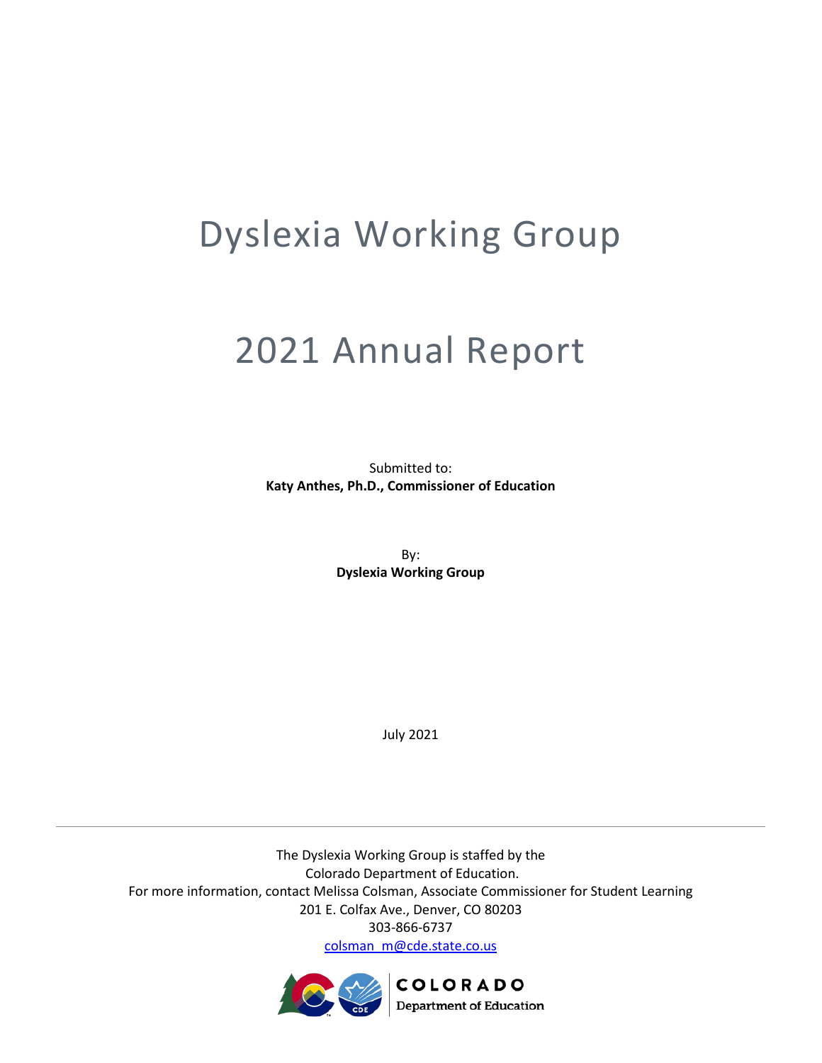# Dyslexia Working Group

# 2021 Annual Report

Submitted to:
**Katy Anthes, Ph.D., Commissioner of Education**

By:
**Dyslexia Working Group**

July 2021

---

The Dyslexia Working Group is staffed by the
Colorado Department of Education.
For more information, contact Melissa Colsman, Associate Commissioner for Student Learning
201 E. Colfax Ave., Denver, CO 80203
303-866-6737
colsman_m@cde.state.co.us

COLORADO
Department of Education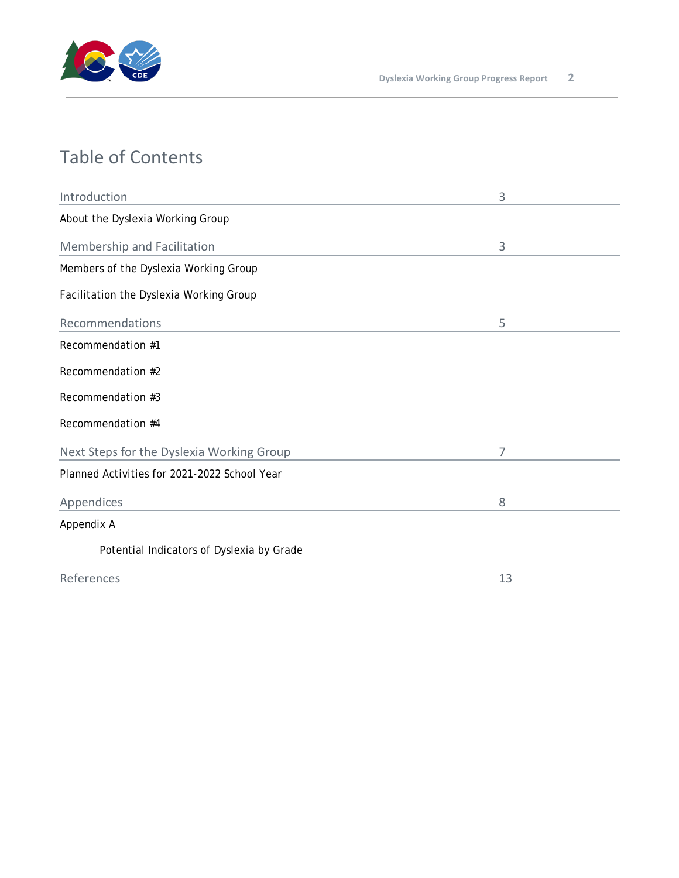# Table of Contents

| | |
|---|---|
| Introduction | 3 |
| About the Dyslexia Working Group | |
| Membership and Facilitation | 3 |
| Members of the Dyslexia Working Group | |
| Facilitation the Dyslexia Working Group | |
| Recommendations | 5 |
| Recommendation #1 | |
| Recommendation #2 | |
| Recommendation #3 | |
| Recommendation #4 | |
| Next Steps for the Dyslexia Working Group | 7 |
| Planned Activities for 2021-2022 School Year | |
| Appendices | 8 |
| Appendix A | |
| Potential Indicators of Dyslexia by Grade | |
| References | 13 |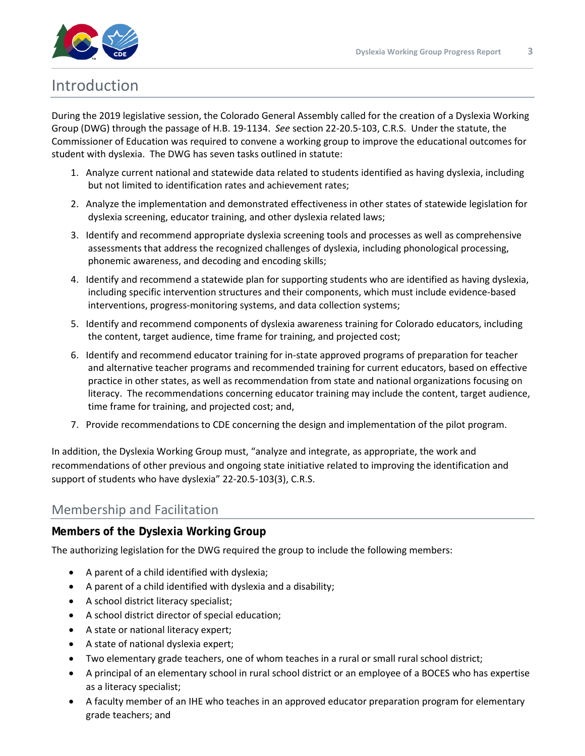# Introduction

During the 2019 legislative session, the Colorado General Assembly called for the creation of a Dyslexia Working Group (DWG) through the passage of H.B. 19-1134. *See* section 22-20.5-103, C.R.S. Under the statute, the Commissioner of Education was required to convene a working group to improve the educational outcomes for student with dyslexia. The DWG has seven tasks outlined in statute:

1. Analyze current national and statewide data related to students identified as having dyslexia, including but not limited to identification rates and achievement rates;
2. Analyze the implementation and demonstrated effectiveness in other states of statewide legislation for dyslexia screening, educator training, and other dyslexia related laws;
3. Identify and recommend appropriate dyslexia screening tools and processes as well as comprehensive assessments that address the recognized challenges of dyslexia, including phonological processing, phonemic awareness, and decoding and encoding skills;
4. Identify and recommend a statewide plan for supporting students who are identified as having dyslexia, including specific intervention structures and their components, which must include evidence-based interventions, progress-monitoring systems, and data collection systems;
5. Identify and recommend components of dyslexia awareness training for Colorado educators, including the content, target audience, time frame for training, and projected cost;
6. Identify and recommend educator training for in-state approved programs of preparation for teacher and alternative teacher programs and recommended training for current educators, based on effective practice in other states, as well as recommendation from state and national organizations focusing on literacy. The recommendations concerning educator training may include the content, target audience, time frame for training, and projected cost; and,
7. Provide recommendations to CDE concerning the design and implementation of the pilot program.

In addition, the Dyslexia Working Group must, "analyze and integrate, as appropriate, the work and recommendations of other previous and ongoing state initiative related to improving the identification and support of students who have dyslexia" 22-20.5-103(3), C.R.S.

## Membership and Facilitation

### Members of the Dyslexia Working Group

The authorizing legislation for the DWG required the group to include the following members:

- A parent of a child identified with dyslexia;
- A parent of a child identified with dyslexia and a disability;
- A school district literacy specialist;
- A school district director of special education;
- A state or national literacy expert;
- A state of national dyslexia expert;
- Two elementary grade teachers, one of whom teaches in a rural or small rural school district;
- A principal of an elementary school in rural school district or an employee of a BOCES who has expertise as a literacy specialist;
- A faculty member of an IHE who teaches in an approved educator preparation program for elementary grade teachers; and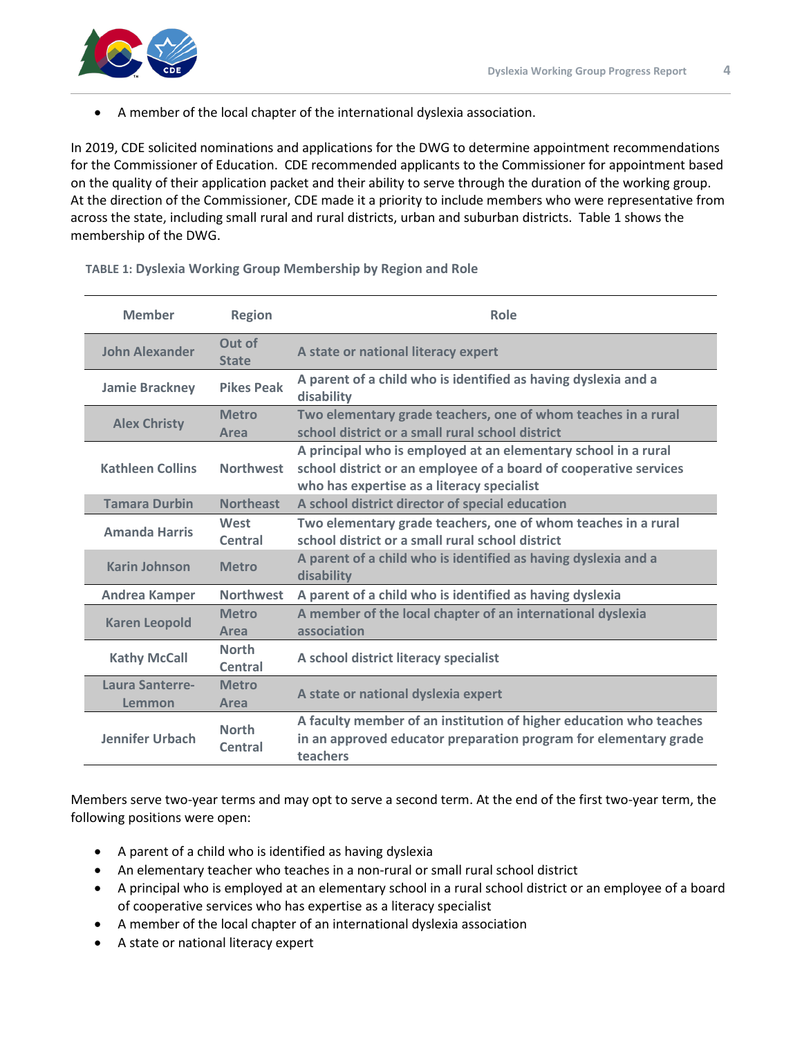- A member of the local chapter of the international dyslexia association.

In 2019, CDE solicited nominations and applications for the DWG to determine appointment recommendations for the Commissioner of Education. CDE recommended applicants to the Commissioner for appointment based on the quality of their application packet and their ability to serve through the duration of the working group. At the direction of the Commissioner, CDE made it a priority to include members who were representative from across the state, including small rural and rural districts, urban and suburban districts. Table 1 shows the membership of the DWG.

**TABLE 1: Dyslexia Working Group Membership by Region and Role**

| Member | Region | Role |
| --- | --- | --- |
| John Alexander | Out of State | A state or national literacy expert |
| Jamie Brackney | Pikes Peak | A parent of a child who is identified as having dyslexia and a disability |
| Alex Christy | Metro Area | Two elementary grade teachers, one of whom teaches in a rural school district or a small rural school district |
| Kathleen Collins | Northwest | A principal who is employed at an elementary school in a rural school district or an employee of a board of cooperative services who has expertise as a literacy specialist |
| Tamara Durbin | Northeast | A school district director of special education |
| Amanda Harris | West Central | Two elementary grade teachers, one of whom teaches in a rural school district or a small rural school district |
| Karin Johnson | Metro | A parent of a child who is identified as having dyslexia and a disability |
| Andrea Kamper | Northwest | A parent of a child who is identified as having dyslexia |
| Karen Leopold | Metro Area | A member of the local chapter of an international dyslexia association |
| Kathy McCall | North Central | A school district literacy specialist |
| Laura Santerre-Lemmon | Metro Area | A state or national dyslexia expert |
| Jennifer Urbach | North Central | A faculty member of an institution of higher education who teaches in an approved educator preparation program for elementary grade teachers |

Members serve two-year terms and may opt to serve a second term. At the end of the first two-year term, the following positions were open:

- A parent of a child who is identified as having dyslexia
- An elementary teacher who teaches in a non-rural or small rural school district
- A principal who is employed at an elementary school in a rural school district or an employee of a board of cooperative services who has expertise as a literacy specialist
- A member of the local chapter of an international dyslexia association
- A state or national literacy expert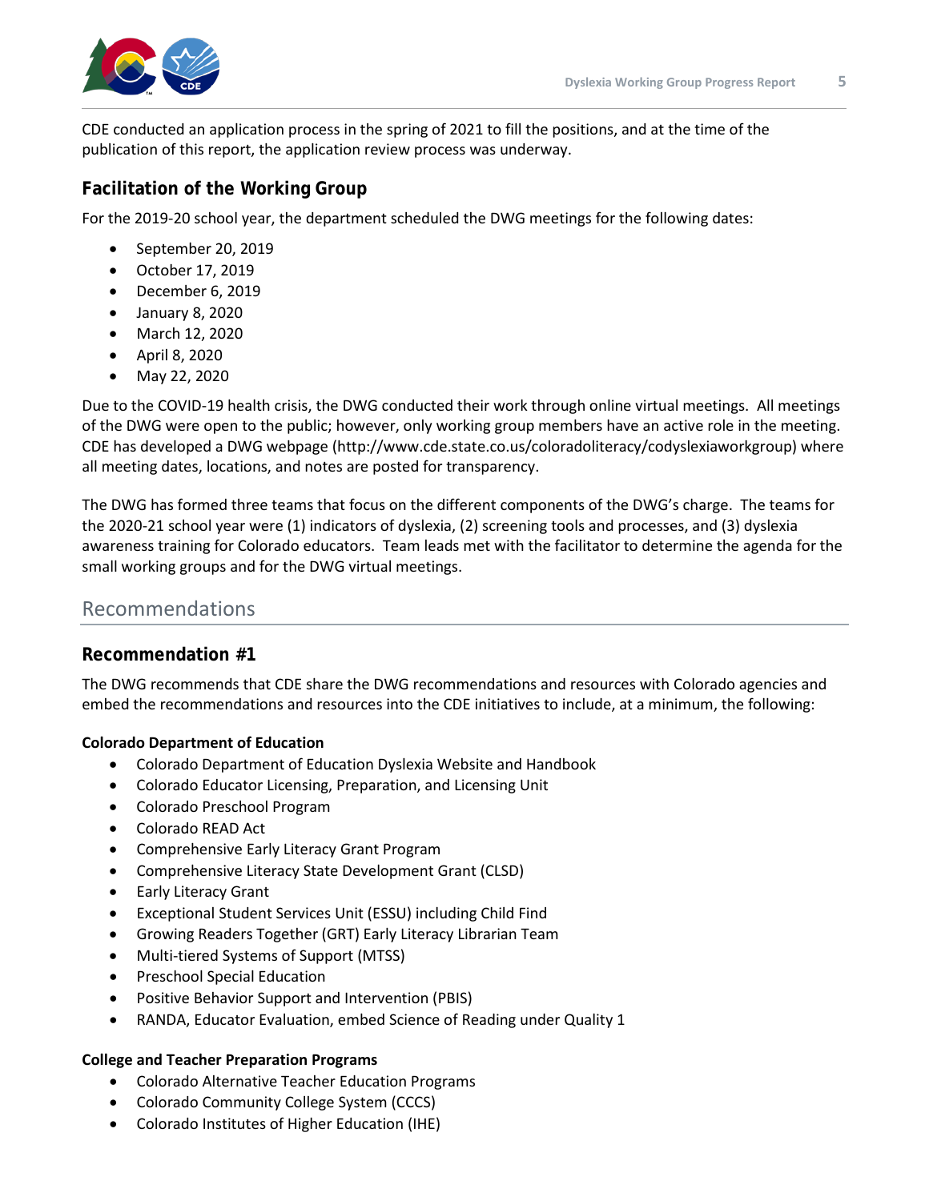CDE conducted an application process in the spring of 2021 to fill the positions, and at the time of the publication of this report, the application review process was underway.

### Facilitation of the Working Group

For the 2019-20 school year, the department scheduled the DWG meetings for the following dates:

- September 20, 2019
- October 17, 2019
- December 6, 2019
- January 8, 2020
- March 12, 2020
- April 8, 2020
- May 22, 2020

Due to the COVID-19 health crisis, the DWG conducted their work through online virtual meetings. All meetings of the DWG were open to the public; however, only working group members have an active role in the meeting. CDE has developed a DWG webpage (http://www.cde.state.co.us/coloradoliteracy/codyslexiaworkgroup) where all meeting dates, locations, and notes are posted for transparency.

The DWG has formed three teams that focus on the different components of the DWG's charge. The teams for the 2020-21 school year were (1) indicators of dyslexia, (2) screening tools and processes, and (3) dyslexia awareness training for Colorado educators. Team leads met with the facilitator to determine the agenda for the small working groups and for the DWG virtual meetings.

## Recommendations

### Recommendation #1

The DWG recommends that CDE share the DWG recommendations and resources with Colorado agencies and embed the recommendations and resources into the CDE initiatives to include, at a minimum, the following:

**Colorado Department of Education**

- Colorado Department of Education Dyslexia Website and Handbook
- Colorado Educator Licensing, Preparation, and Licensing Unit
- Colorado Preschool Program
- Colorado READ Act
- Comprehensive Early Literacy Grant Program
- Comprehensive Literacy State Development Grant (CLSD)
- Early Literacy Grant
- Exceptional Student Services Unit (ESSU) including Child Find
- Growing Readers Together (GRT) Early Literacy Librarian Team
- Multi-tiered Systems of Support (MTSS)
- Preschool Special Education
- Positive Behavior Support and Intervention (PBIS)
- RANDA, Educator Evaluation, embed Science of Reading under Quality 1

**College and Teacher Preparation Programs**

- Colorado Alternative Teacher Education Programs
- Colorado Community College System (CCCS)
- Colorado Institutes of Higher Education (IHE)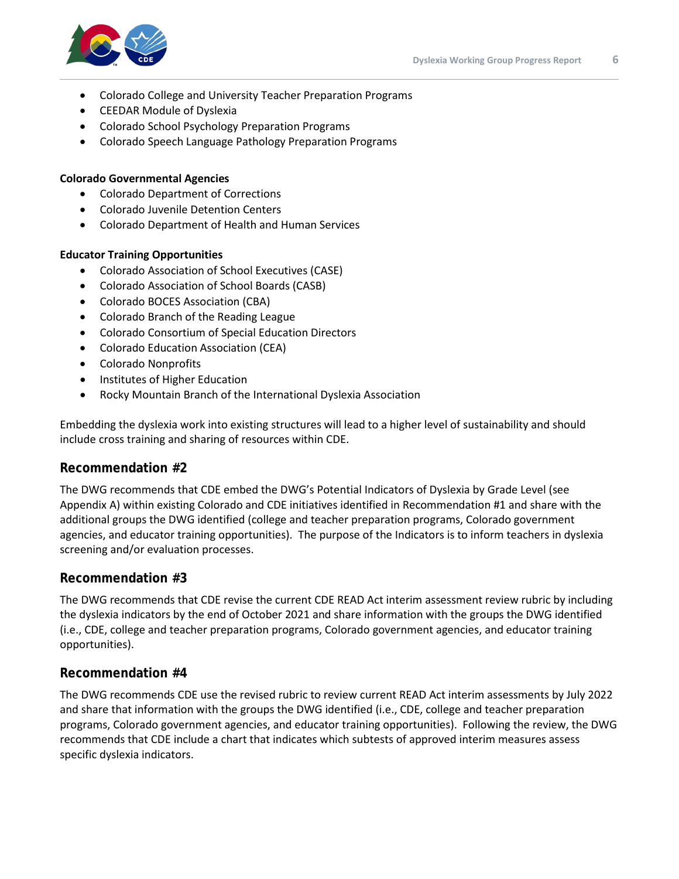- Colorado College and University Teacher Preparation Programs
- CEEDAR Module of Dyslexia
- Colorado School Psychology Preparation Programs
- Colorado Speech Language Pathology Preparation Programs

**Colorado Governmental Agencies**

- Colorado Department of Corrections
- Colorado Juvenile Detention Centers
- Colorado Department of Health and Human Services

**Educator Training Opportunities**

- Colorado Association of School Executives (CASE)
- Colorado Association of School Boards (CASB)
- Colorado BOCES Association (CBA)
- Colorado Branch of the Reading League
- Colorado Consortium of Special Education Directors
- Colorado Education Association (CEA)
- Colorado Nonprofits
- Institutes of Higher Education
- Rocky Mountain Branch of the International Dyslexia Association

Embedding the dyslexia work into existing structures will lead to a higher level of sustainability and should include cross training and sharing of resources within CDE.

## Recommendation #2

The DWG recommends that CDE embed the DWG's Potential Indicators of Dyslexia by Grade Level (see Appendix A) within existing Colorado and CDE initiatives identified in Recommendation #1 and share with the additional groups the DWG identified (college and teacher preparation programs, Colorado government agencies, and educator training opportunities). The purpose of the Indicators is to inform teachers in dyslexia screening and/or evaluation processes.

## Recommendation #3

The DWG recommends that CDE revise the current CDE READ Act interim assessment review rubric by including the dyslexia indicators by the end of October 2021 and share information with the groups the DWG identified (i.e., CDE, college and teacher preparation programs, Colorado government agencies, and educator training opportunities).

## Recommendation #4

The DWG recommends CDE use the revised rubric to review current READ Act interim assessments by July 2022 and share that information with the groups the DWG identified (i.e., CDE, college and teacher preparation programs, Colorado government agencies, and educator training opportunities). Following the review, the DWG recommends that CDE include a chart that indicates which subtests of approved interim measures assess specific dyslexia indicators.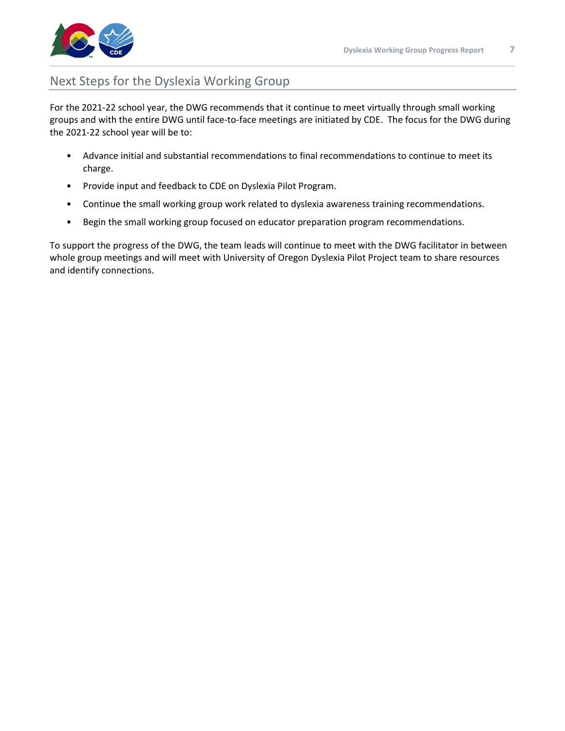## Next Steps for the Dyslexia Working Group

For the 2021-22 school year, the DWG recommends that it continue to meet virtually through small working groups and with the entire DWG until face-to-face meetings are initiated by CDE. The focus for the DWG during the 2021-22 school year will be to:

- Advance initial and substantial recommendations to final recommendations to continue to meet its charge.
- Provide input and feedback to CDE on Dyslexia Pilot Program.
- Continue the small working group work related to dyslexia awareness training recommendations.
- Begin the small working group focused on educator preparation program recommendations.

To support the progress of the DWG, the team leads will continue to meet with the DWG facilitator in between whole group meetings and will meet with University of Oregon Dyslexia Pilot Project team to share resources and identify connections.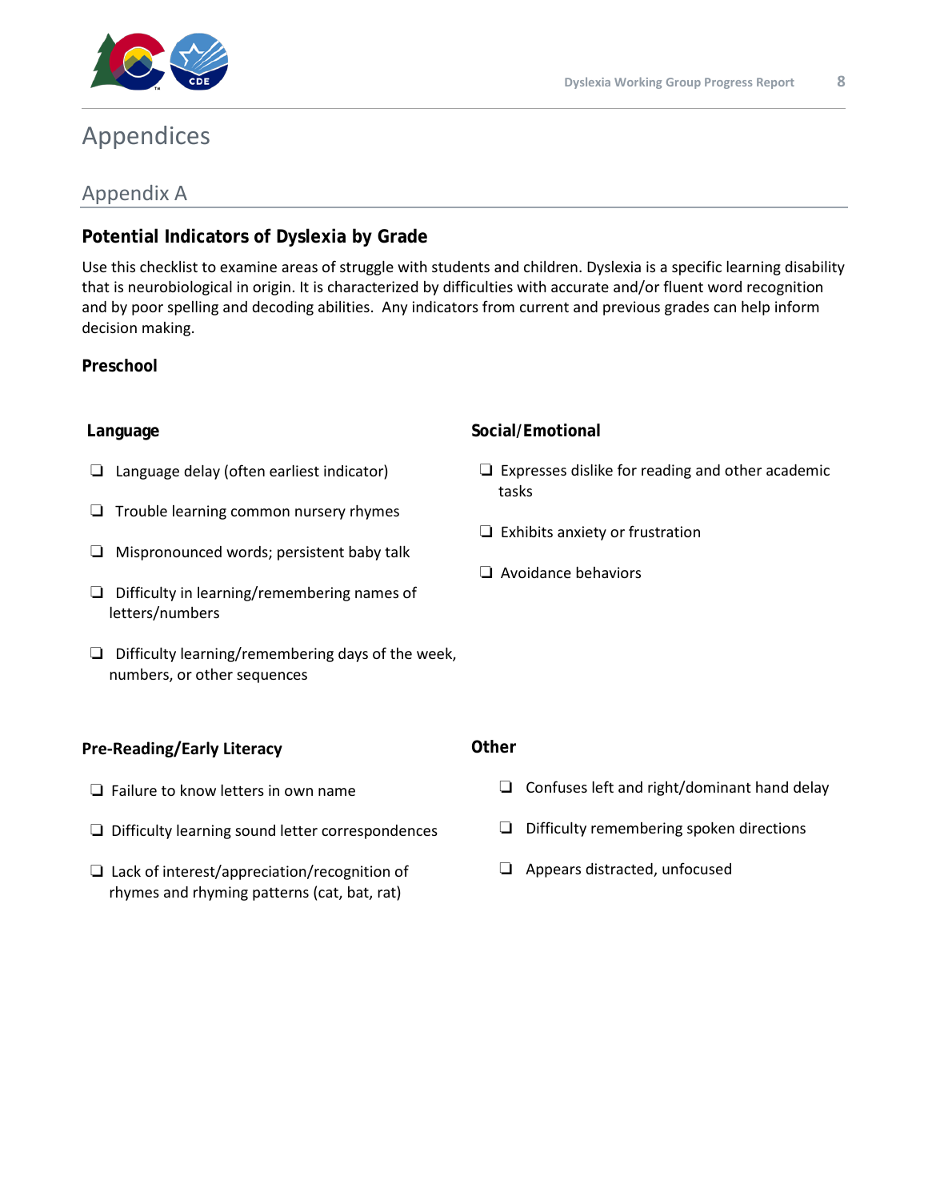# Appendices

## Appendix A

### Potential Indicators of Dyslexia by Grade

Use this checklist to examine areas of struggle with students and children. Dyslexia is a specific learning disability that is neurobiological in origin. It is characterized by difficulties with accurate and/or fluent word recognition and by poor spelling and decoding abilities. Any indicators from current and previous grades can help inform decision making.

**Preschool**

**Language**

- ❏ Language delay (often earliest indicator)
- ❏ Trouble learning common nursery rhymes
- ❏ Mispronounced words; persistent baby talk
- ❏ Difficulty in learning/remembering names of letters/numbers
- ❏ Difficulty learning/remembering days of the week, numbers, or other sequences

**Social/Emotional**

- ❏ Expresses dislike for reading and other academic tasks
- ❏ Exhibits anxiety or frustration
- ❏ Avoidance behaviors

**Pre-Reading/Early Literacy**

- ❏ Failure to know letters in own name
- ❏ Difficulty learning sound letter correspondences
- ❏ Lack of interest/appreciation/recognition of rhymes and rhyming patterns (cat, bat, rat)

**Other**

- ❏ Confuses left and right/dominant hand delay
- ❏ Difficulty remembering spoken directions
- ❏ Appears distracted, unfocused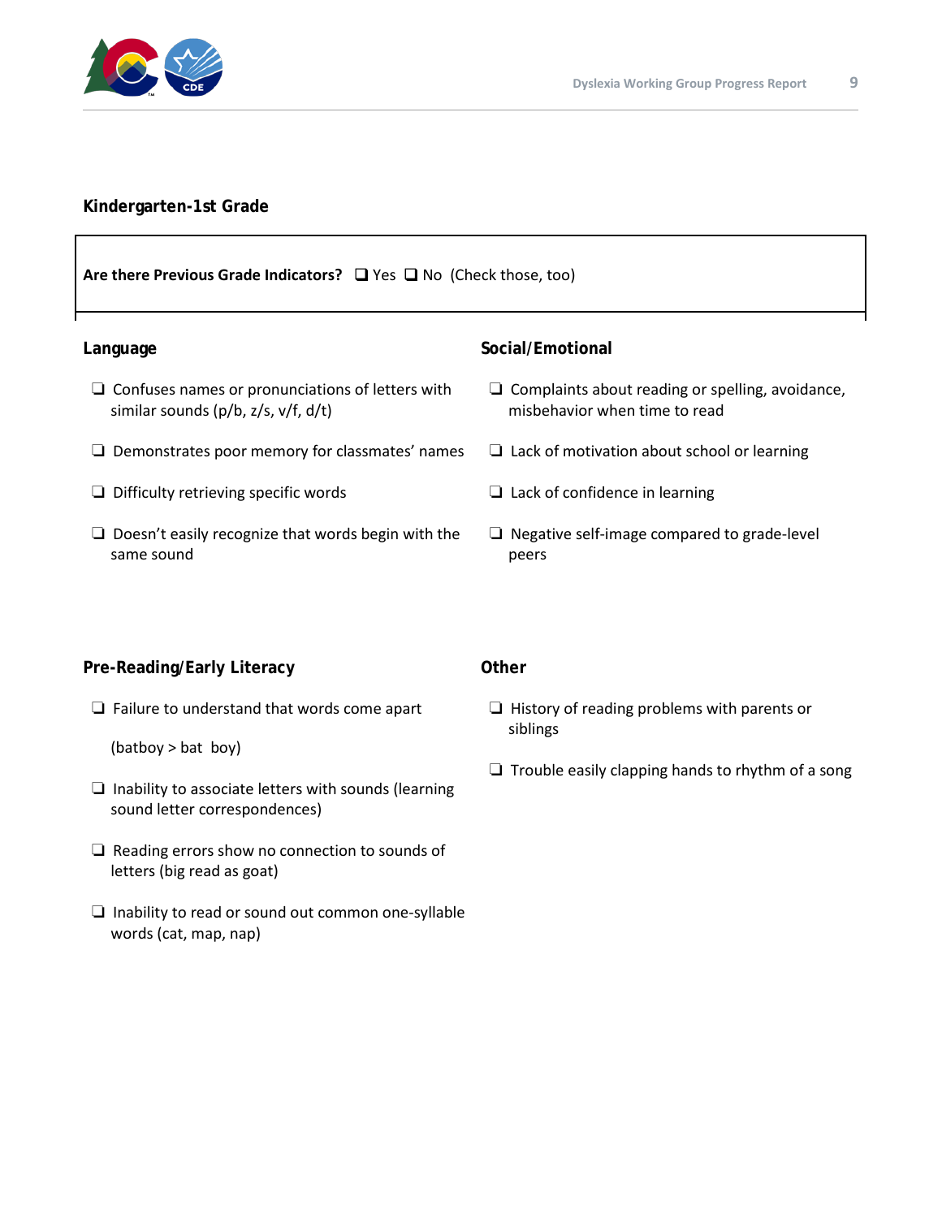## Kindergarten-1st Grade

**Are there Previous Grade Indicators?** ❑ Yes ❑ No (Check those, too)

### Language

- ❑ Confuses names or pronunciations of letters with similar sounds (p/b, z/s, v/f, d/t)
- ❑ Demonstrates poor memory for classmates' names
- ❑ Difficulty retrieving specific words
- ❑ Doesn't easily recognize that words begin with the same sound

### Social/Emotional

- ❑ Complaints about reading or spelling, avoidance, misbehavior when time to read
- ❑ Lack of motivation about school or learning
- ❑ Lack of confidence in learning
- ❑ Negative self-image compared to grade-level peers

### Pre-Reading/Early Literacy

- ❑ Failure to understand that words come apart

  (batboy > bat boy)
- ❑ Inability to associate letters with sounds (learning sound letter correspondences)
- ❑ Reading errors show no connection to sounds of letters (big read as goat)
- ❑ Inability to read or sound out common one-syllable words (cat, map, nap)

### Other

- ❑ History of reading problems with parents or siblings
- ❑ Trouble easily clapping hands to rhythm of a song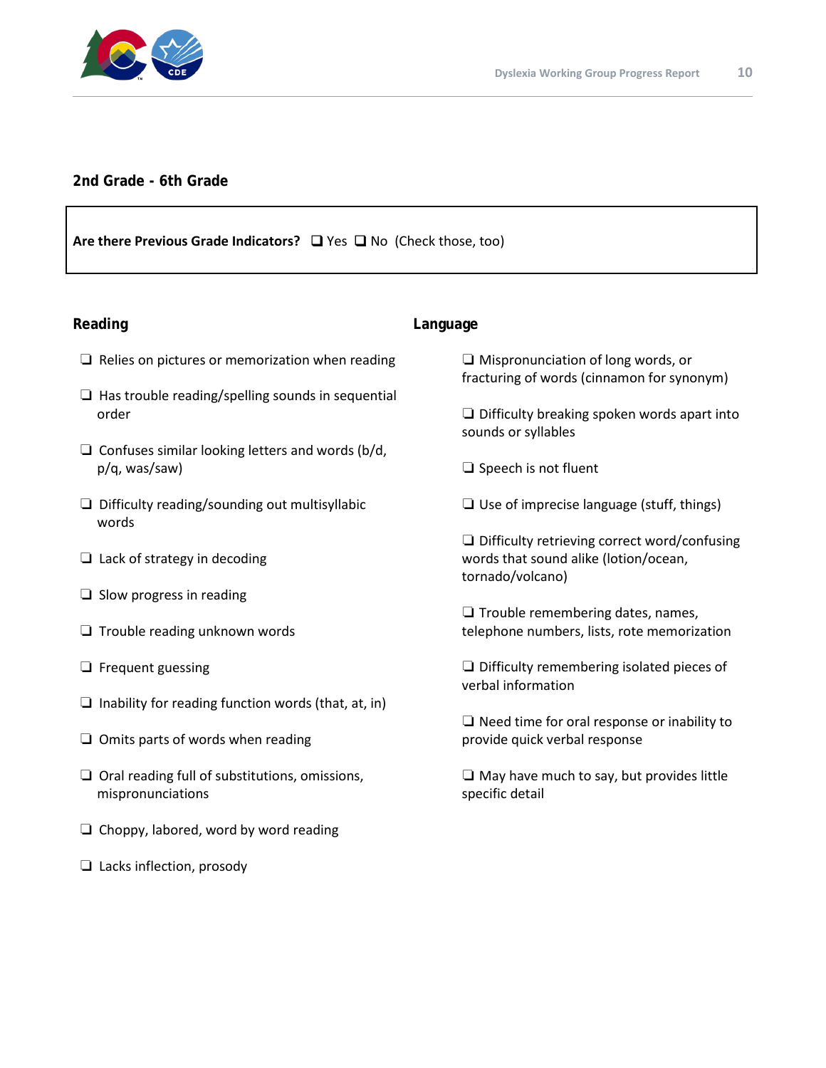## 2nd Grade - 6th Grade

**Are there Previous Grade Indicators?** ❑ Yes ❑ No (Check those, too)

### Reading

- ❑ Relies on pictures or memorization when reading
- ❑ Has trouble reading/spelling sounds in sequential order
- ❑ Confuses similar looking letters and words (b/d, p/q, was/saw)
- ❑ Difficulty reading/sounding out multisyllabic words
- ❑ Lack of strategy in decoding
- ❑ Slow progress in reading
- ❑ Trouble reading unknown words
- ❑ Frequent guessing
- ❑ Inability for reading function words (that, at, in)
- ❑ Omits parts of words when reading
- ❑ Oral reading full of substitutions, omissions, mispronunciations
- ❑ Choppy, labored, word by word reading
- ❑ Lacks inflection, prosody

### Language

- ❑ Mispronunciation of long words, or fracturing of words (cinnamon for synonym)
- ❑ Difficulty breaking spoken words apart into sounds or syllables
- ❑ Speech is not fluent
- ❑ Use of imprecise language (stuff, things)
- ❑ Difficulty retrieving correct word/confusing words that sound alike (lotion/ocean, tornado/volcano)
- ❑ Trouble remembering dates, names, telephone numbers, lists, rote memorization
- ❑ Difficulty remembering isolated pieces of verbal information
- ❑ Need time for oral response or inability to provide quick verbal response
- ❑ May have much to say, but provides little specific detail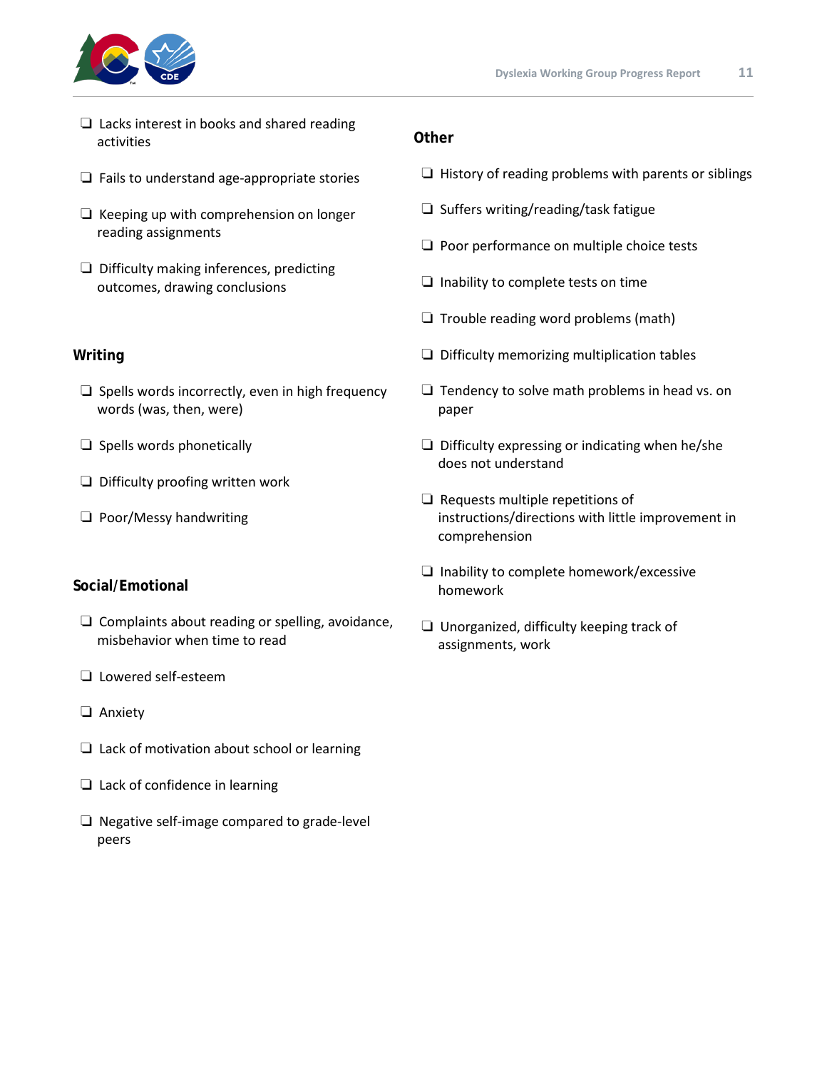- ❑ Lacks interest in books and shared reading activities
- ❑ Fails to understand age-appropriate stories
- ❑ Keeping up with comprehension on longer reading assignments
- ❑ Difficulty making inferences, predicting outcomes, drawing conclusions

## Writing

- ❑ Spells words incorrectly, even in high frequency words (was, then, were)
- ❑ Spells words phonetically
- ❑ Difficulty proofing written work
- ❑ Poor/Messy handwriting

## Social/Emotional

- ❑ Complaints about reading or spelling, avoidance, misbehavior when time to read
- ❑ Lowered self-esteem
- ❑ Anxiety
- ❑ Lack of motivation about school or learning
- ❑ Lack of confidence in learning
- ❑ Negative self-image compared to grade-level peers

## Other

- ❑ History of reading problems with parents or siblings
- ❑ Suffers writing/reading/task fatigue
- ❑ Poor performance on multiple choice tests
- ❑ Inability to complete tests on time
- ❑ Trouble reading word problems (math)
- ❑ Difficulty memorizing multiplication tables
- ❑ Tendency to solve math problems in head vs. on paper
- ❑ Difficulty expressing or indicating when he/she does not understand
- ❑ Requests multiple repetitions of instructions/directions with little improvement in comprehension
- ❑ Inability to complete homework/excessive homework
- ❑ Unorganized, difficulty keeping track of assignments, work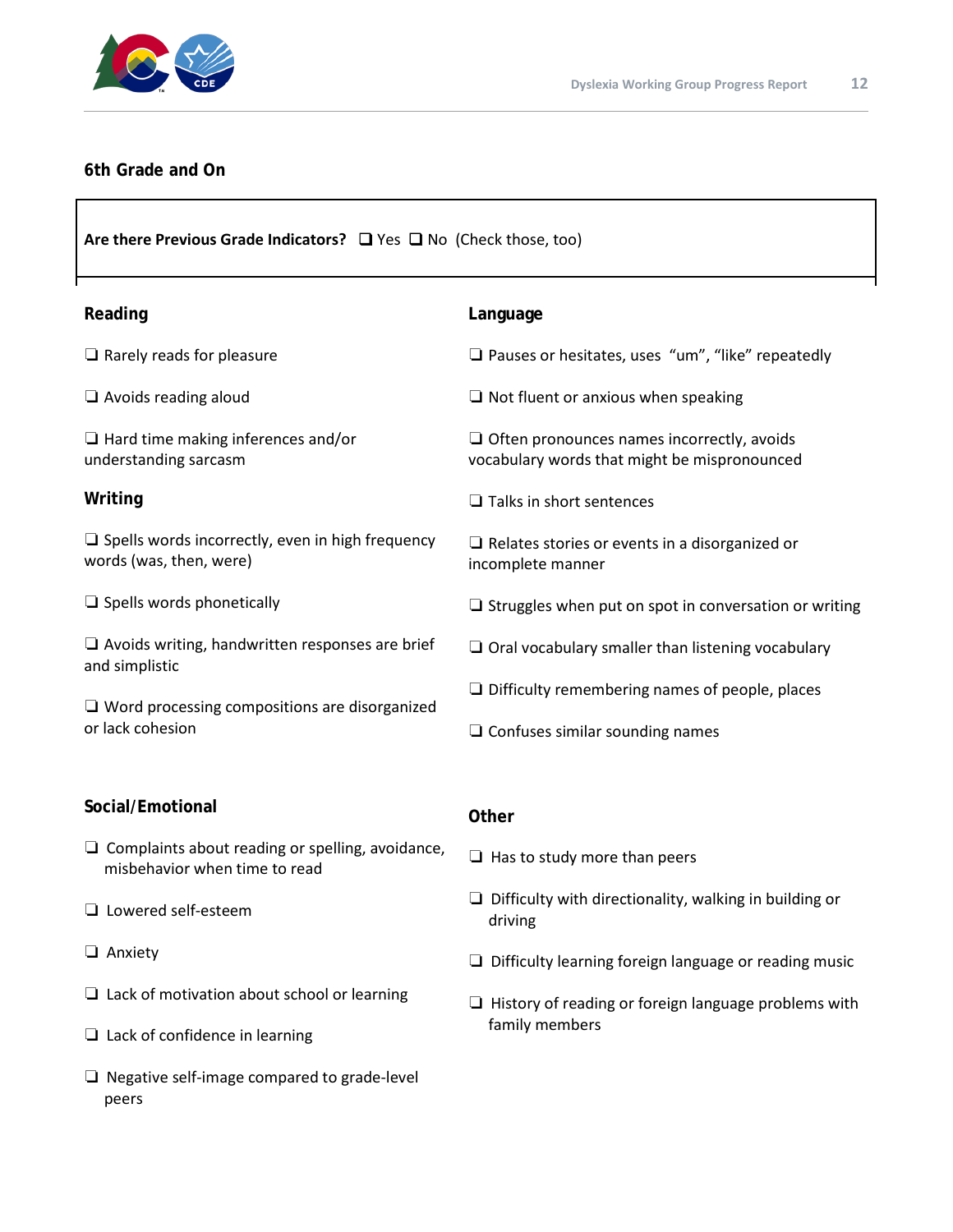### 6th Grade and On

**Are there Previous Grade Indicators?** ❑ Yes ❑ No (Check those, too)

#### Reading

❑ Rarely reads for pleasure

❑ Avoids reading aloud

❑ Hard time making inferences and/or understanding sarcasm

#### Writing

❑ Spells words incorrectly, even in high frequency words (was, then, were)

❑ Spells words phonetically

❑ Avoids writing, handwritten responses are brief and simplistic

❑ Word processing compositions are disorganized or lack cohesion

#### Language

❑ Pauses or hesitates, uses "um", "like" repeatedly

❑ Not fluent or anxious when speaking

❑ Often pronounces names incorrectly, avoids vocabulary words that might be mispronounced

❑ Talks in short sentences

❑ Relates stories or events in a disorganized or incomplete manner

❑ Struggles when put on spot in conversation or writing

❑ Oral vocabulary smaller than listening vocabulary

❑ Difficulty remembering names of people, places

❑ Confuses similar sounding names

#### Social/Emotional

❑ Complaints about reading or spelling, avoidance, misbehavior when time to read

❑ Lowered self-esteem

❑ Anxiety

❑ Lack of motivation about school or learning

❑ Lack of confidence in learning

❑ Negative self-image compared to grade-level peers

#### Other

❑ Has to study more than peers

❑ Difficulty with directionality, walking in building or driving

❑ Difficulty learning foreign language or reading music

❑ History of reading or foreign language problems with family members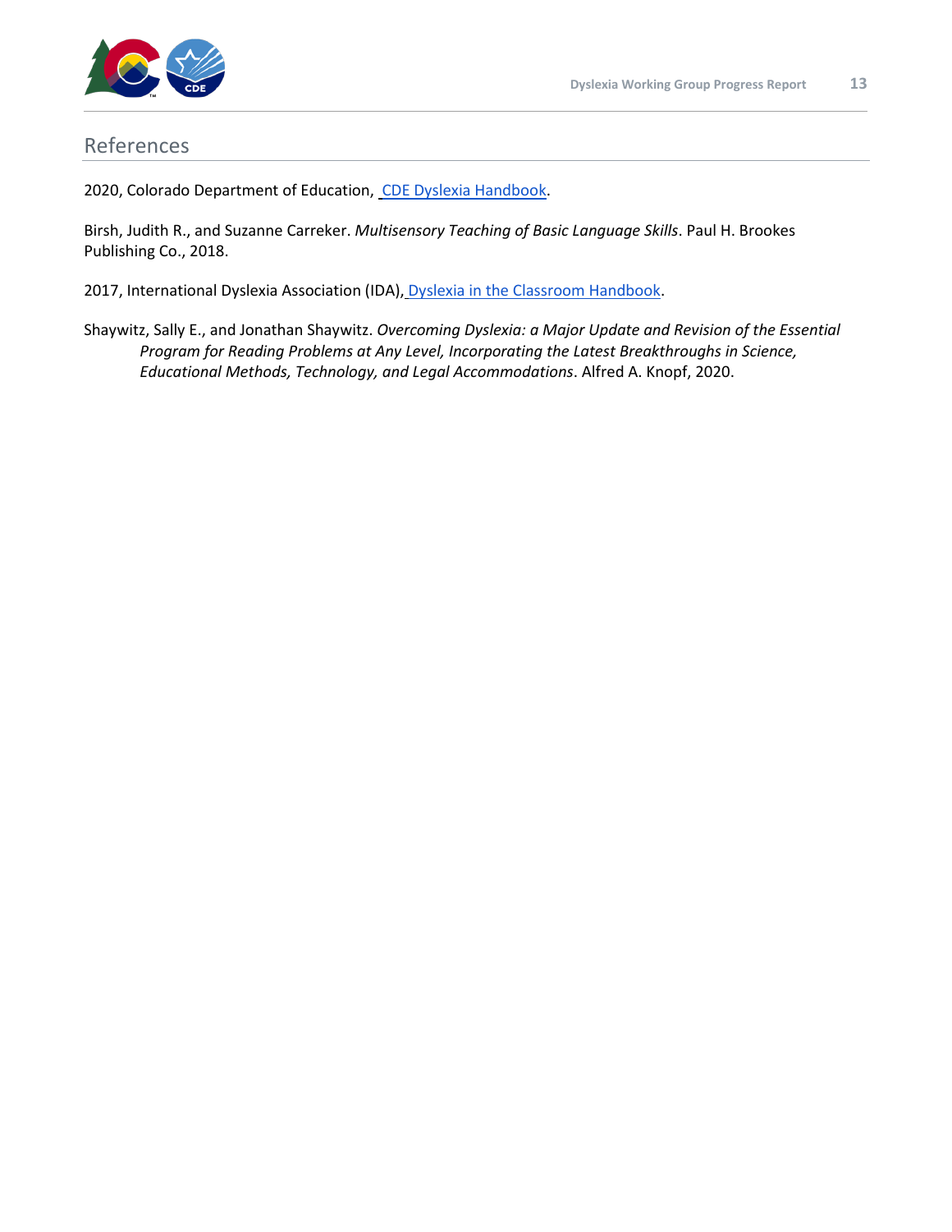## References

2020, Colorado Department of Education, CDE Dyslexia Handbook.

Birsh, Judith R., and Suzanne Carreker. *Multisensory Teaching of Basic Language Skills*. Paul H. Brookes Publishing Co., 2018.

2017, International Dyslexia Association (IDA), Dyslexia in the Classroom Handbook.

Shaywitz, Sally E., and Jonathan Shaywitz. *Overcoming Dyslexia: a Major Update and Revision of the Essential Program for Reading Problems at Any Level, Incorporating the Latest Breakthroughs in Science, Educational Methods, Technology, and Legal Accommodations*. Alfred A. Knopf, 2020.